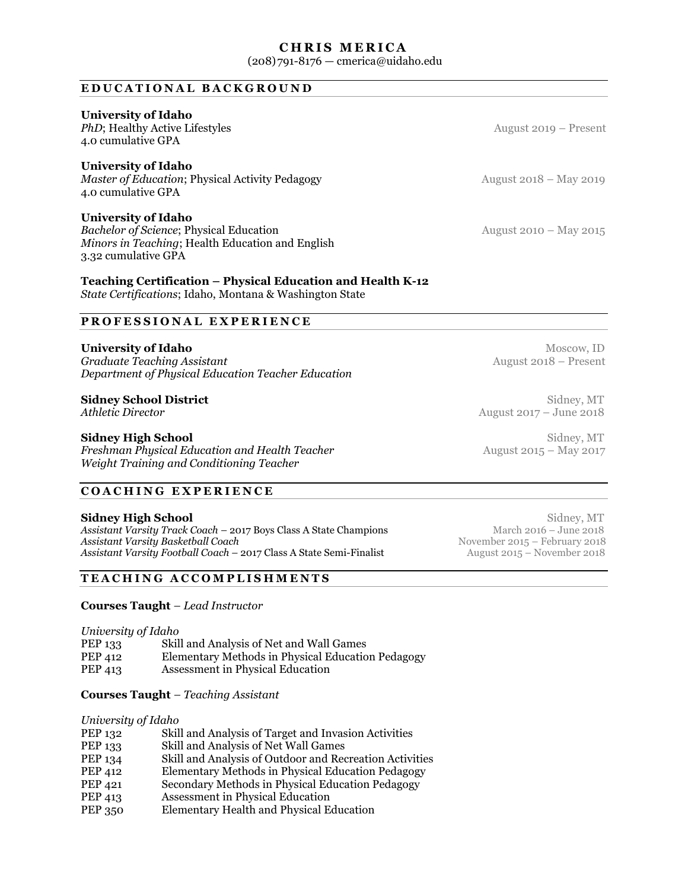# CHRIS MERICA

(208)791-8176 — cmerica@uidaho.edu

## EDUCATIONAL BACKGROUND

**University of Idaho**
*PhD*; Healthy Active Lifestyles — August 2019 – Present
4.0 cumulative GPA

**University of Idaho**
*Master of Education*; Physical Activity Pedagogy — August 2018 – May 2019
4.0 cumulative GPA

**University of Idaho**
*Bachelor of Science*; Physical Education — August 2010 – May 2015
*Minors in Teaching*; Health Education and English
3.32 cumulative GPA

**Teaching Certification – Physical Education and Health K-12**
*State Certifications*; Idaho, Montana & Washington State

## PROFESSIONAL EXPERIENCE

**University of Idaho** — Moscow, ID
*Graduate Teaching Assistant* — August 2018 – Present
*Department of Physical Education Teacher Education*

**Sidney School District** — Sidney, MT
*Athletic Director* — August 2017 – June 2018

**Sidney High School** — Sidney, MT
*Freshman Physical Education and Health Teacher* — August 2015 – May 2017
*Weight Training and Conditioning Teacher*

## COACHING EXPERIENCE

**Sidney High School** — Sidney, MT
*Assistant Varsity Track Coach* – 2017 Boys Class A State Champions — March 2016 – June 2018
*Assistant Varsity Basketball Coach* — November 2015 – February 2018
*Assistant Varsity Football Coach* – 2017 Class A State Semi-Finalist — August 2015 – November 2018

## TEACHING ACCOMPLISHMENTS

**Courses Taught** – *Lead Instructor*

*University of Idaho*

| | |
|---|---|
| PEP 133 | Skill and Analysis of Net and Wall Games |
| PEP 412 | Elementary Methods in Physical Education Pedagogy |
| PEP 413 | Assessment in Physical Education |

**Courses Taught** – *Teaching Assistant*

*University of Idaho*

| | |
|---|---|
| PEP 132 | Skill and Analysis of Target and Invasion Activities |
| PEP 133 | Skill and Analysis of Net Wall Games |
| PEP 134 | Skill and Analysis of Outdoor and Recreation Activities |
| PEP 412 | Elementary Methods in Physical Education Pedagogy |
| PEP 421 | Secondary Methods in Physical Education Pedagogy |
| PEP 413 | Assessment in Physical Education |
| PEP 350 | Elementary Health and Physical Education |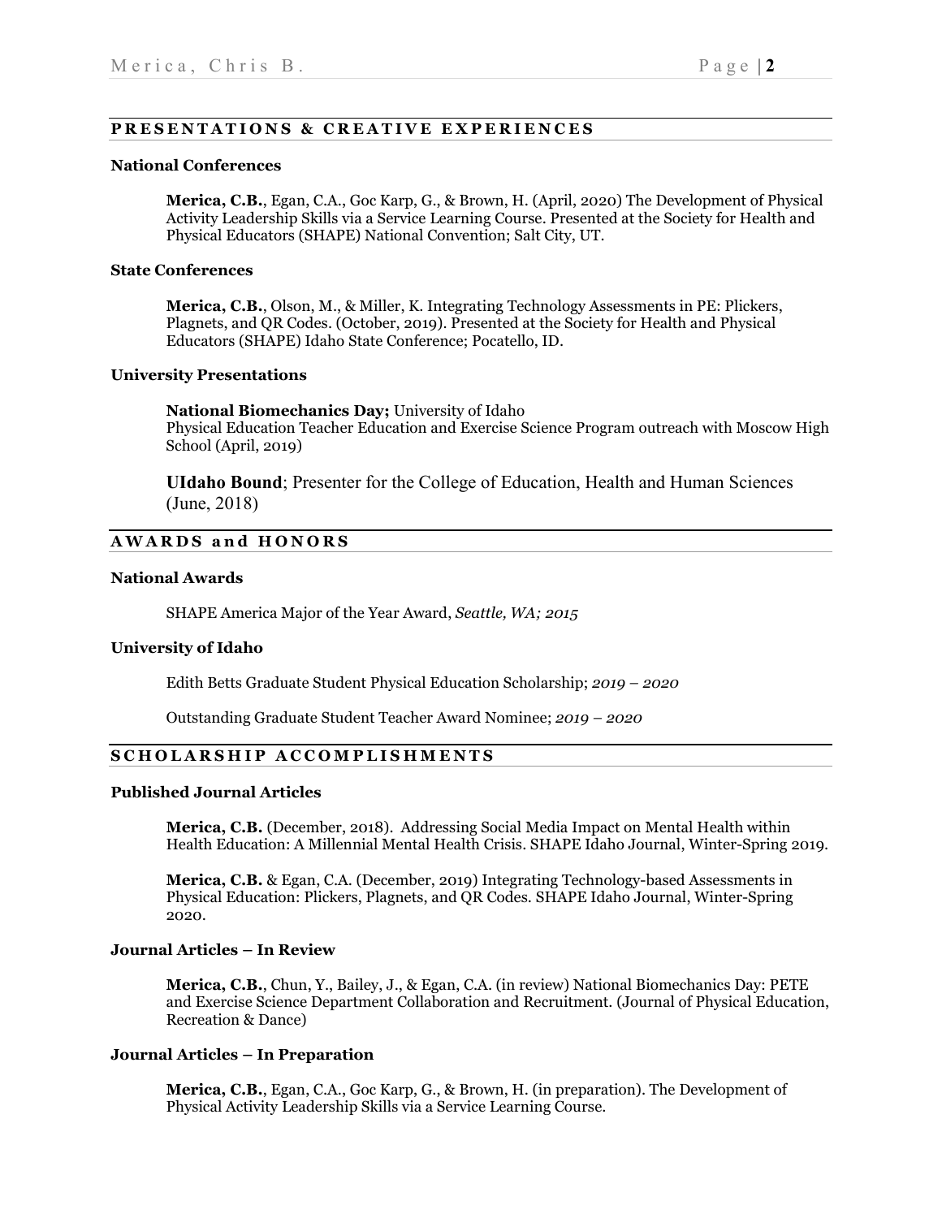## PRESENTATIONS & CREATIVE EXPERIENCES

### National Conferences

**Merica, C.B.**, Egan, C.A., Goc Karp, G., & Brown, H. (April, 2020) The Development of Physical Activity Leadership Skills via a Service Learning Course. Presented at the Society for Health and Physical Educators (SHAPE) National Convention; Salt City, UT.

### State Conferences

**Merica, C.B.**, Olson, M., & Miller, K. Integrating Technology Assessments in PE: Plickers, Plagnets, and QR Codes. (October, 2019). Presented at the Society for Health and Physical Educators (SHAPE) Idaho State Conference; Pocatello, ID.

### University Presentations

**National Biomechanics Day;** University of Idaho
Physical Education Teacher Education and Exercise Science Program outreach with Moscow High School (April, 2019)

**UIdaho Bound**; Presenter for the College of Education, Health and Human Sciences (June, 2018)

## AWARDS and HONORS

### National Awards

SHAPE America Major of the Year Award, *Seattle, WA; 2015*

### University of Idaho

Edith Betts Graduate Student Physical Education Scholarship; *2019 – 2020*

Outstanding Graduate Student Teacher Award Nominee; *2019 – 2020*

## SCHOLARSHIP ACCOMPLISHMENTS

### Published Journal Articles

**Merica, C.B.** (December, 2018). Addressing Social Media Impact on Mental Health within Health Education: A Millennial Mental Health Crisis. SHAPE Idaho Journal, Winter-Spring 2019.

**Merica, C.B.** & Egan, C.A. (December, 2019) Integrating Technology-based Assessments in Physical Education: Plickers, Plagnets, and QR Codes. SHAPE Idaho Journal, Winter-Spring 2020.

### Journal Articles – In Review

**Merica, C.B.**, Chun, Y., Bailey, J., & Egan, C.A. (in review) National Biomechanics Day: PETE and Exercise Science Department Collaboration and Recruitment. (Journal of Physical Education, Recreation & Dance)

### Journal Articles – In Preparation

**Merica, C.B.**, Egan, C.A., Goc Karp, G., & Brown, H. (in preparation). The Development of Physical Activity Leadership Skills via a Service Learning Course.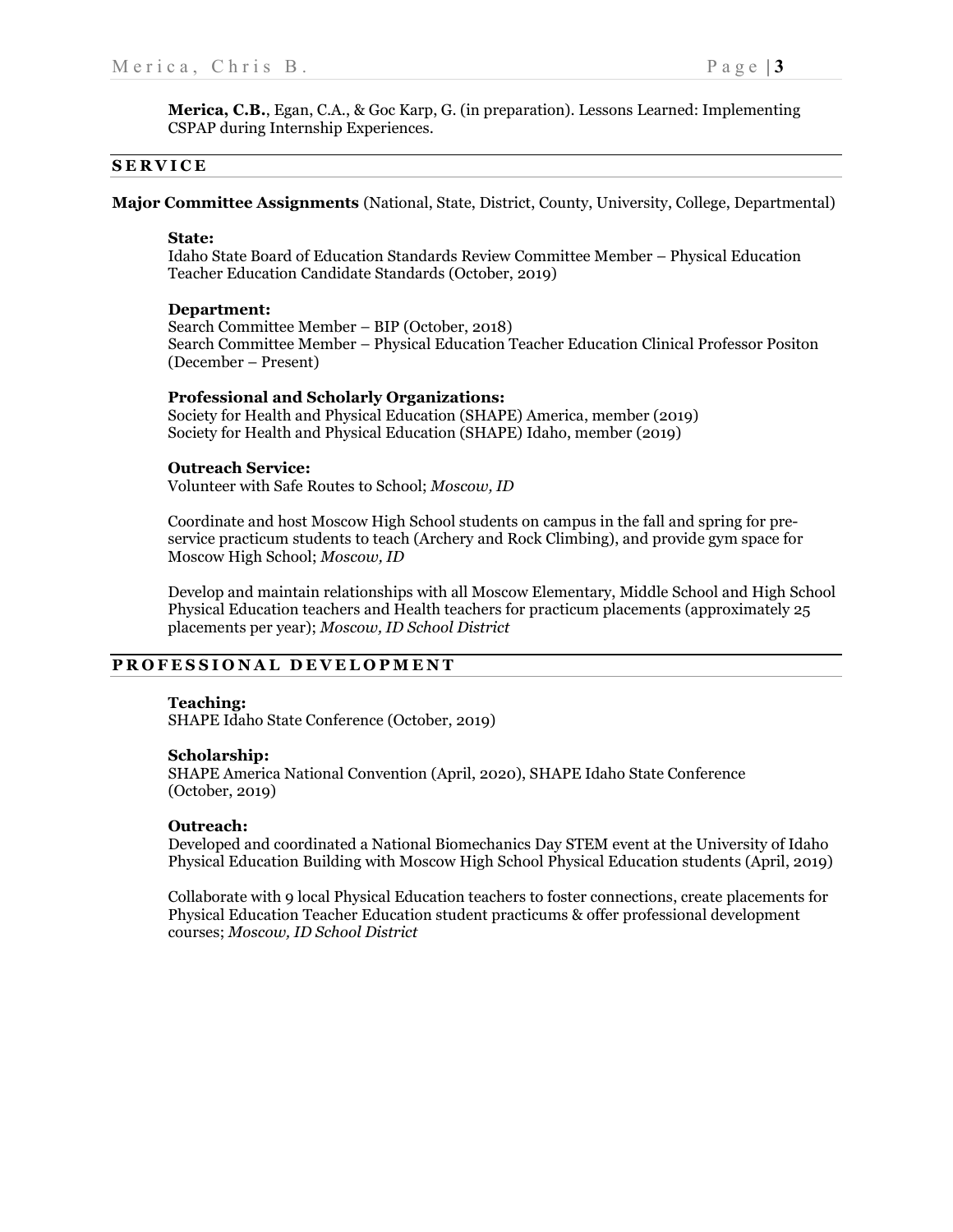**Merica, C.B.**, Egan, C.A., & Goc Karp, G. (in preparation). Lessons Learned: Implementing CSPAP during Internship Experiences.

## SERVICE

**Major Committee Assignments** (National, State, District, County, University, College, Departmental)

**State:**
Idaho State Board of Education Standards Review Committee Member – Physical Education Teacher Education Candidate Standards (October, 2019)

**Department:**
Search Committee Member – BIP (October, 2018)
Search Committee Member – Physical Education Teacher Education Clinical Professor Positon (December – Present)

**Professional and Scholarly Organizations:**
Society for Health and Physical Education (SHAPE) America, member (2019)
Society for Health and Physical Education (SHAPE) Idaho, member (2019)

**Outreach Service:**
Volunteer with Safe Routes to School; *Moscow, ID*

Coordinate and host Moscow High School students on campus in the fall and spring for pre-service practicum students to teach (Archery and Rock Climbing), and provide gym space for Moscow High School; *Moscow, ID*

Develop and maintain relationships with all Moscow Elementary, Middle School and High School Physical Education teachers and Health teachers for practicum placements (approximately 25 placements per year); *Moscow, ID School District*

## PROFESSIONAL DEVELOPMENT

**Teaching:**
SHAPE Idaho State Conference (October, 2019)

**Scholarship:**
SHAPE America National Convention (April, 2020), SHAPE Idaho State Conference (October, 2019)

**Outreach:**
Developed and coordinated a National Biomechanics Day STEM event at the University of Idaho Physical Education Building with Moscow High School Physical Education students (April, 2019)

Collaborate with 9 local Physical Education teachers to foster connections, create placements for Physical Education Teacher Education student practicums & offer professional development courses; *Moscow, ID School District*